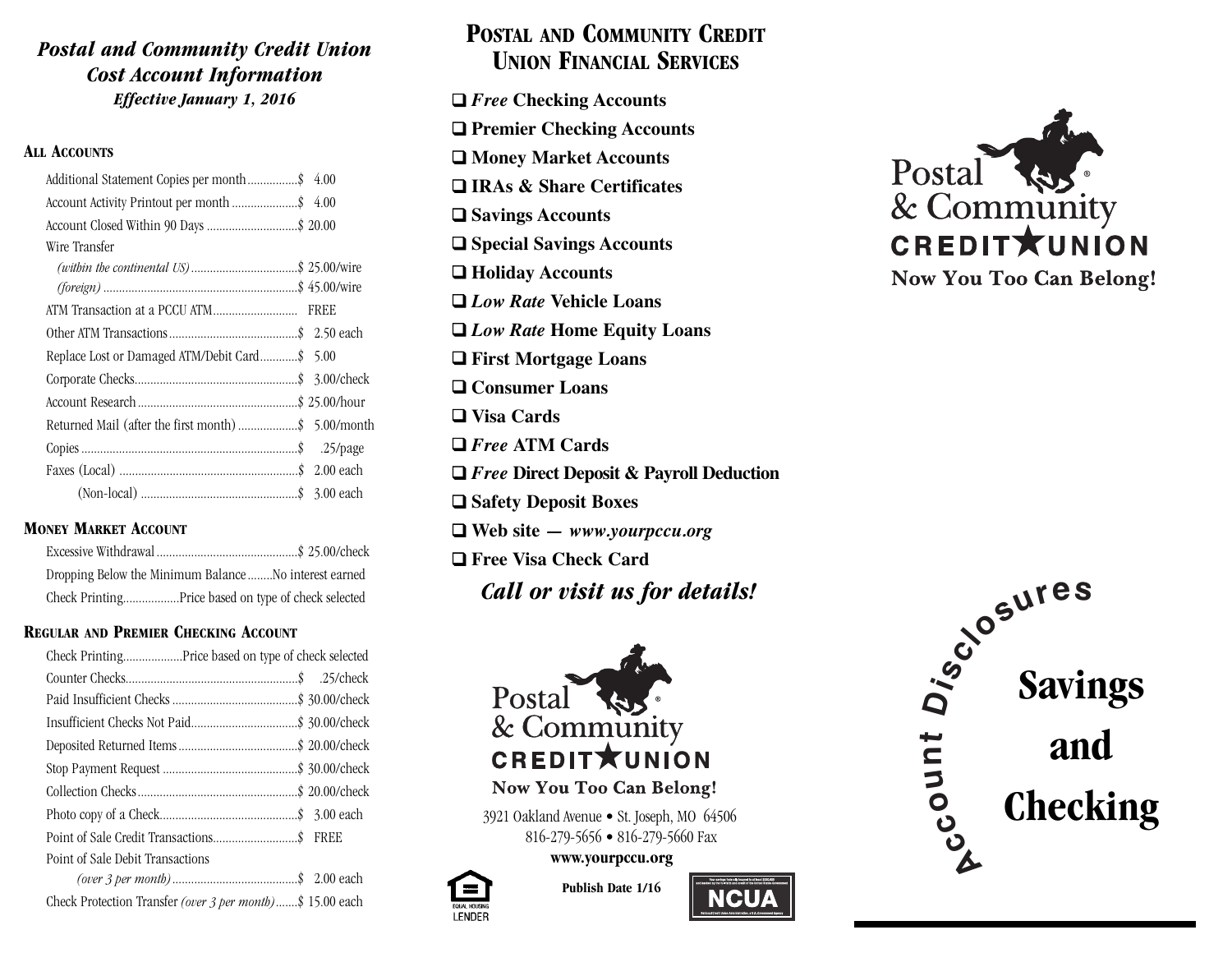## *Postal and Community Credit Union Cost Account Information*

***Effective January 1, 2016***

### All Accounts

| | |
|---|---|
| Additional Statement Copies per month | $ 4.00 |
| Account Activity Printout per month | $ 4.00 |
| Account Closed Within 90 Days | $ 20.00 |
| Wire Transfer | |
| *(within the continental US)* | $ 25.00/wire |
| *(foreign)* | $ 45.00/wire |
| ATM Transaction at a PCCU ATM | FREE |
| Other ATM Transactions | $ 2.50 each |
| Replace Lost or Damaged ATM/Debit Card | $ 5.00 |
| Corporate Checks | $ 3.00/check |
| Account Research | $ 25.00/hour |
| Returned Mail (after the first month) | $ 5.00/month |
| Copies | $ .25/page |
| Faxes (Local) | $ 2.00 each |
| (Non-local) | $ 3.00 each |

### Money Market Account

| | |
|---|---|
| Excessive Withdrawal | $ 25.00/check |
| Dropping Below the Minimum Balance | No interest earned |
| Check Printing | Price based on type of check selected |

### Regular and Premier Checking Account

| | |
|---|---|
| Check Printing | Price based on type of check selected |
| Counter Checks | $ .25/check |
| Paid Insufficient Checks | $ 30.00/check |
| Insufficient Checks Not Paid | $ 30.00/check |
| Deposited Returned Items | $ 20.00/check |
| Stop Payment Request | $ 30.00/check |
| Collection Checks | $ 20.00/check |
| Photo copy of a Check | $ 3.00 each |
| Point of Sale Credit Transactions | $ FREE |
| Point of Sale Debit Transactions | |
| *(over 3 per month)* | $ 2.00 each |
| Check Protection Transfer *(over 3 per month)* | $ 15.00 each |

## Postal and Community Credit Union Financial Services

- ***Free*** **Checking Accounts**
- **Premier Checking Accounts**
- **Money Market Accounts**
- **IRAs & Share Certificates**
- **Savings Accounts**
- **Special Savings Accounts**
- **Holiday Accounts**
- ***Low Rate*** **Vehicle Loans**
- ***Low Rate*** **Home Equity Loans**
- **First Mortgage Loans**
- **Consumer Loans**
- **Visa Cards**
- ***Free*** **ATM Cards**
- ***Free*** **Direct Deposit & Payroll Deduction**
- **Safety Deposit Boxes**
- **Web site —** ***www.yourpccu.org***
- **Free Visa Check Card**

***Call or visit us for details!***

Postal & Community CREDIT UNION

**Now You Too Can Belong!**

3921 Oakland Avenue • St. Joseph, MO 64506
816-279-5656 • 816-279-5660 Fax
**www.yourpccu.org**

EQUAL HOUSING LENDER

**Publish Date 1/16**

NCUA

Postal & Community CREDIT UNION

**Now You Too Can Belong!**

**Account Disclosures**

# Savings and Checking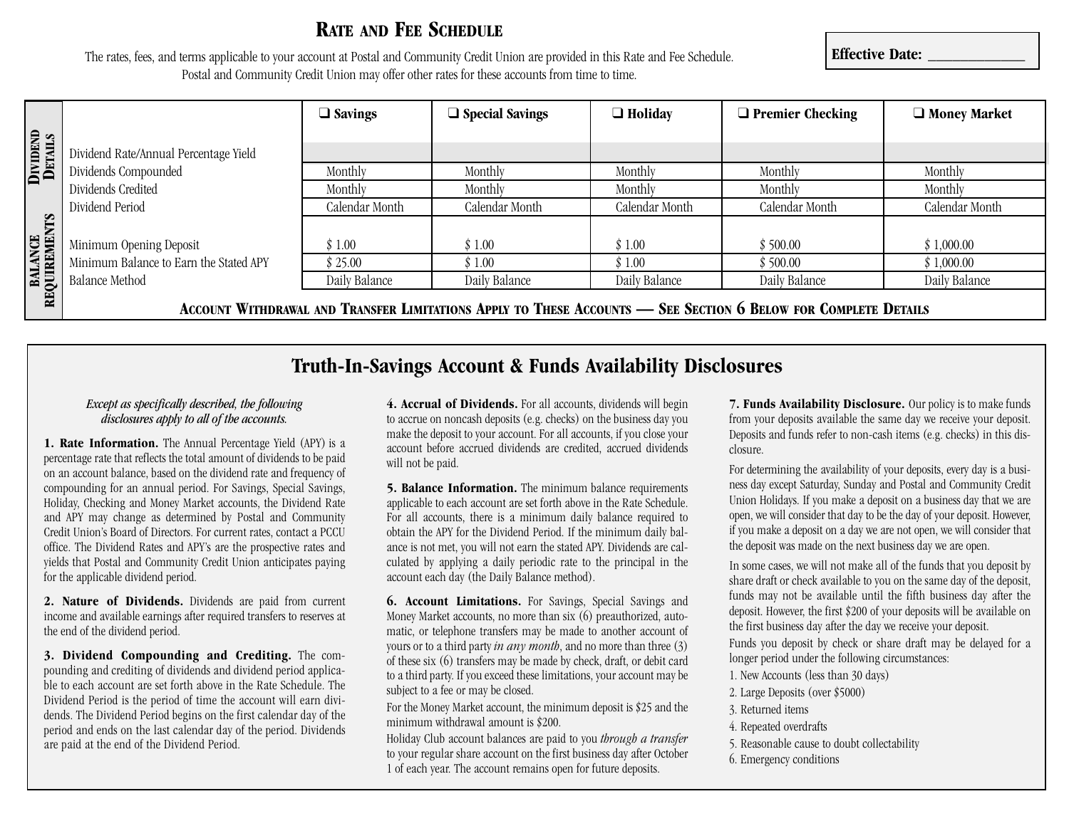# Rate and Fee Schedule

The rates, fees, and terms applicable to your account at Postal and Community Credit Union are provided in this Rate and Fee Schedule. Postal and Community Credit Union may offer other rates for these accounts from time to time.

**Effective Date: ______________**

| | | ❑ Savings | ❑ Special Savings | ❑ Holiday | ❑ Premier Checking | ❑ Money Market |
|---|---|---|---|---|---|---|
| Dividend Details | Dividend Rate/Annual Percentage Yield | | | | | |
| | Dividends Compounded | Monthly | Monthly | Monthly | Monthly | Monthly |
| | Dividends Credited | Monthly | Monthly | Monthly | Monthly | Monthly |
| | Dividend Period | Calendar Month | Calendar Month | Calendar Month | Calendar Month | Calendar Month |
| Balance Requirements | Minimum Opening Deposit | $ 1.00 | $ 1.00 | $ 1.00 | $ 500.00 | $ 1,000.00 |
| | Minimum Balance to Earn the Stated APY | $ 25.00 | $ 1.00 | $ 1.00 | $ 500.00 | $ 1,000.00 |
| | Balance Method | Daily Balance | Daily Balance | Daily Balance | Daily Balance | Daily Balance |

**Account Withdrawal and Transfer Limitations Apply to These Accounts — See Section 6 Below for Complete Details**

## Truth-In-Savings Account & Funds Availability Disclosures

*Except as specifically described, the following disclosures apply to all of the accounts.*

**1. Rate Information.** The Annual Percentage Yield (APY) is a percentage rate that reflects the total amount of dividends to be paid on an account balance, based on the dividend rate and frequency of compounding for an annual period. For Savings, Special Savings, Holiday, Checking and Money Market accounts, the Dividend Rate and APY may change as determined by Postal and Community Credit Union's Board of Directors. For current rates, contact a PCCU office. The Dividend Rates and APY's are the prospective rates and yields that Postal and Community Credit Union anticipates paying for the applicable dividend period.

**2. Nature of Dividends.** Dividends are paid from current income and available earnings after required transfers to reserves at the end of the dividend period.

**3. Dividend Compounding and Crediting.** The compounding and crediting of dividends and dividend period applicable to each account are set forth above in the Rate Schedule. The Dividend Period is the period of time the account will earn dividends. The Dividend Period begins on the first calendar day of the period and ends on the last calendar day of the period. Dividends are paid at the end of the Dividend Period.

**4. Accrual of Dividends.** For all accounts, dividends will begin to accrue on noncash deposits (e.g. checks) on the business day you make the deposit to your account. For all accounts, if you close your account before accrued dividends are credited, accrued dividends will not be paid.

**5. Balance Information.** The minimum balance requirements applicable to each account are set forth above in the Rate Schedule. For all accounts, there is a minimum daily balance required to obtain the APY for the Dividend Period. If the minimum daily balance is not met, you will not earn the stated APY. Dividends are calculated by applying a daily periodic rate to the principal in the account each day (the Daily Balance method).

**6. Account Limitations.** For Savings, Special Savings and Money Market accounts, no more than six (6) preauthorized, automatic, or telephone transfers may be made to another account of yours or to a third party *in any month*, and no more than three (3) of these six (6) transfers may be made by check, draft, or debit card to a third party. If you exceed these limitations, your account may be subject to a fee or may be closed.

For the Money Market account, the minimum deposit is $25 and the minimum withdrawal amount is $200.

Holiday Club account balances are paid to you *through a transfer* to your regular share account on the first business day after October 1 of each year. The account remains open for future deposits.

**7. Funds Availability Disclosure.** Our policy is to make funds from your deposits available the same day we receive your deposit. Deposits and funds refer to non-cash items (e.g. checks) in this disclosure.

For determining the availability of your deposits, every day is a business day except Saturday, Sunday and Postal and Community Credit Union Holidays. If you make a deposit on a business day that we are open, we will consider that day to be the day of your deposit. However, if you make a deposit on a day we are not open, we will consider that the deposit was made on the next business day we are open.

In some cases, we will not make all of the funds that you deposit by share draft or check available to you on the same day of the deposit, funds may not be available until the fifth business day after the deposit. However, the first $200 of your deposits will be available on the first business day after the day we receive your deposit.

Funds you deposit by check or share draft may be delayed for a longer period under the following circumstances:

1. New Accounts (less than 30 days)
2. Large Deposits (over $5000)
3. Returned items
4. Repeated overdrafts
5. Reasonable cause to doubt collectability
6. Emergency conditions